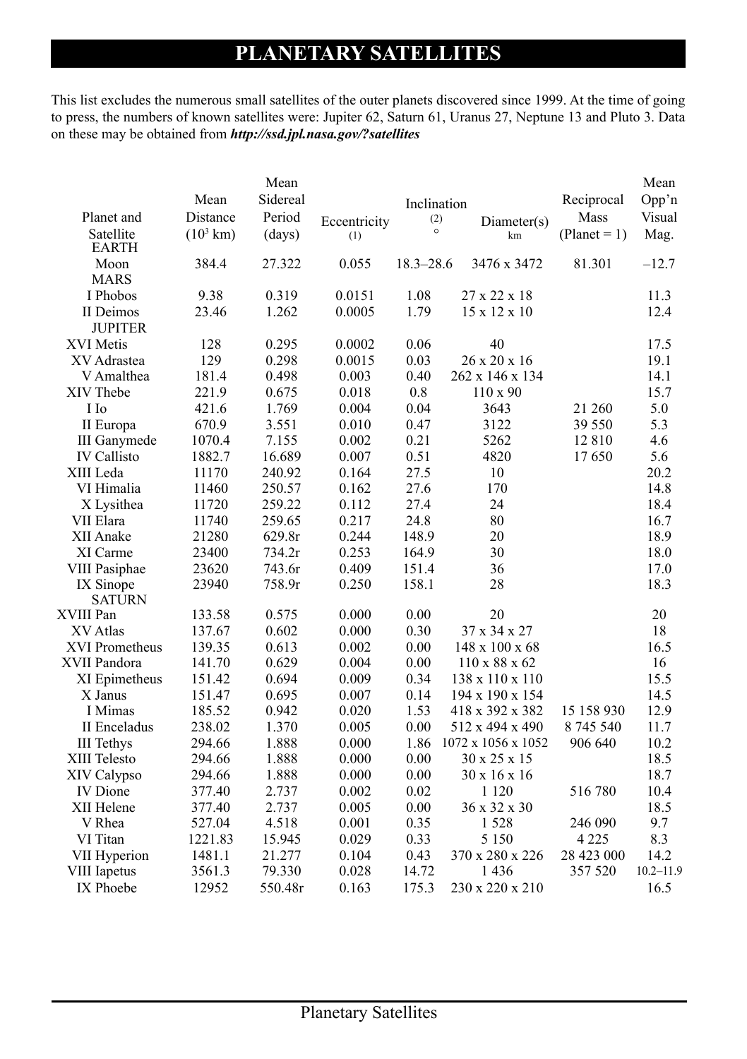# PLANETARY SATELLITES

This list excludes the numerous small satellites of the outer planets discovered since 1999. At the time of going to press, the numbers of known satellites were: Jupiter 62, Saturn 61, Uranus 27, Neptune 13 and Pluto 3. Data on these may be obtained from ***http://ssd.jpl.nasa.gov/?satellites***

| Planet and Satellite | Mean Distance ($10^3$ km) | Mean Sidereal Period (days) | Eccentricity (1) | Inclination (2) ° | Diameter(s) km | Reciprocal Mass (Planet = 1) | Mean Opp'n Visual Mag. |
|---|---|---|---|---|---|---|---|
| EARTH | | | | | | | |
| Moon | 384.4 | 27.322 | 0.055 | 18.3–28.6 | 3476 x 3472 | 81.301 | –12.7 |
| MARS | | | | | | | |
| I Phobos | 9.38 | 0.319 | 0.0151 | 1.08 | 27 x 22 x 18 | | 11.3 |
| II Deimos | 23.46 | 1.262 | 0.0005 | 1.79 | 15 x 12 x 10 | | 12.4 |
| JUPITER | | | | | | | |
| XVI Metis | 128 | 0.295 | 0.0002 | 0.06 | 40 | | 17.5 |
| XV Adrastea | 129 | 0.298 | 0.0015 | 0.03 | 26 x 20 x 16 | | 19.1 |
| V Amalthea | 181.4 | 0.498 | 0.003 | 0.40 | 262 x 146 x 134 | | 14.1 |
| XIV Thebe | 221.9 | 0.675 | 0.018 | 0.8 | 110 x 90 | | 15.7 |
| I Io | 421.6 | 1.769 | 0.004 | 0.04 | 3643 | 21 260 | 5.0 |
| II Europa | 670.9 | 3.551 | 0.010 | 0.47 | 3122 | 39 550 | 5.3 |
| III Ganymede | 1070.4 | 7.155 | 0.002 | 0.21 | 5262 | 12 810 | 4.6 |
| IV Callisto | 1882.7 | 16.689 | 0.007 | 0.51 | 4820 | 17 650 | 5.6 |
| XIII Leda | 11170 | 240.92 | 0.164 | 27.5 | 10 | | 20.2 |
| VI Himalia | 11460 | 250.57 | 0.162 | 27.6 | 170 | | 14.8 |
| X Lysithea | 11720 | 259.22 | 0.112 | 27.4 | 24 | | 18.4 |
| VII Elara | 11740 | 259.65 | 0.217 | 24.8 | 80 | | 16.7 |
| XII Anake | 21280 | 629.8r | 0.244 | 148.9 | 20 | | 18.9 |
| XI Carme | 23400 | 734.2r | 0.253 | 164.9 | 30 | | 18.0 |
| VIII Pasiphae | 23620 | 743.6r | 0.409 | 151.4 | 36 | | 17.0 |
| IX Sinope | 23940 | 758.9r | 0.250 | 158.1 | 28 | | 18.3 |
| SATURN | | | | | | | |
| XVIII Pan | 133.58 | 0.575 | 0.000 | 0.00 | 20 | | 20 |
| XV Atlas | 137.67 | 0.602 | 0.000 | 0.30 | 37 x 34 x 27 | | 18 |
| XVI Prometheus | 139.35 | 0.613 | 0.002 | 0.00 | 148 x 100 x 68 | | 16.5 |
| XVII Pandora | 141.70 | 0.629 | 0.004 | 0.00 | 110 x 88 x 62 | | 16 |
| XI Epimetheus | 151.42 | 0.694 | 0.009 | 0.34 | 138 x 110 x 110 | | 15.5 |
| X Janus | 151.47 | 0.695 | 0.007 | 0.14 | 194 x 190 x 154 | | 14.5 |
| I Mimas | 185.52 | 0.942 | 0.020 | 1.53 | 418 x 392 x 382 | 15 158 930 | 12.9 |
| II Enceladus | 238.02 | 1.370 | 0.005 | 0.00 | 512 x 494 x 490 | 8 745 540 | 11.7 |
| III Tethys | 294.66 | 1.888 | 0.000 | 1.86 | 1072 x 1056 x 1052 | 906 640 | 10.2 |
| XIII Telesto | 294.66 | 1.888 | 0.000 | 0.00 | 30 x 25 x 15 | | 18.5 |
| XIV Calypso | 294.66 | 1.888 | 0.000 | 0.00 | 30 x 16 x 16 | | 18.7 |
| IV Dione | 377.40 | 2.737 | 0.002 | 0.02 | 1 120 | 516 780 | 10.4 |
| XII Helene | 377.40 | 2.737 | 0.005 | 0.00 | 36 x 32 x 30 | | 18.5 |
| V Rhea | 527.04 | 4.518 | 0.001 | 0.35 | 1 528 | 246 090 | 9.7 |
| VI Titan | 1221.83 | 15.945 | 0.029 | 0.33 | 5 150 | 4 225 | 8.3 |
| VII Hyperion | 1481.1 | 21.277 | 0.104 | 0.43 | 370 x 280 x 226 | 28 423 000 | 14.2 |
| VIII Iapetus | 3561.3 | 79.330 | 0.028 | 14.72 | 1 436 | 357 520 | 10.2–11.9 |
| IX Phoebe | 12952 | 550.48r | 0.163 | 175.3 | 230 x 220 x 210 | | 16.5 |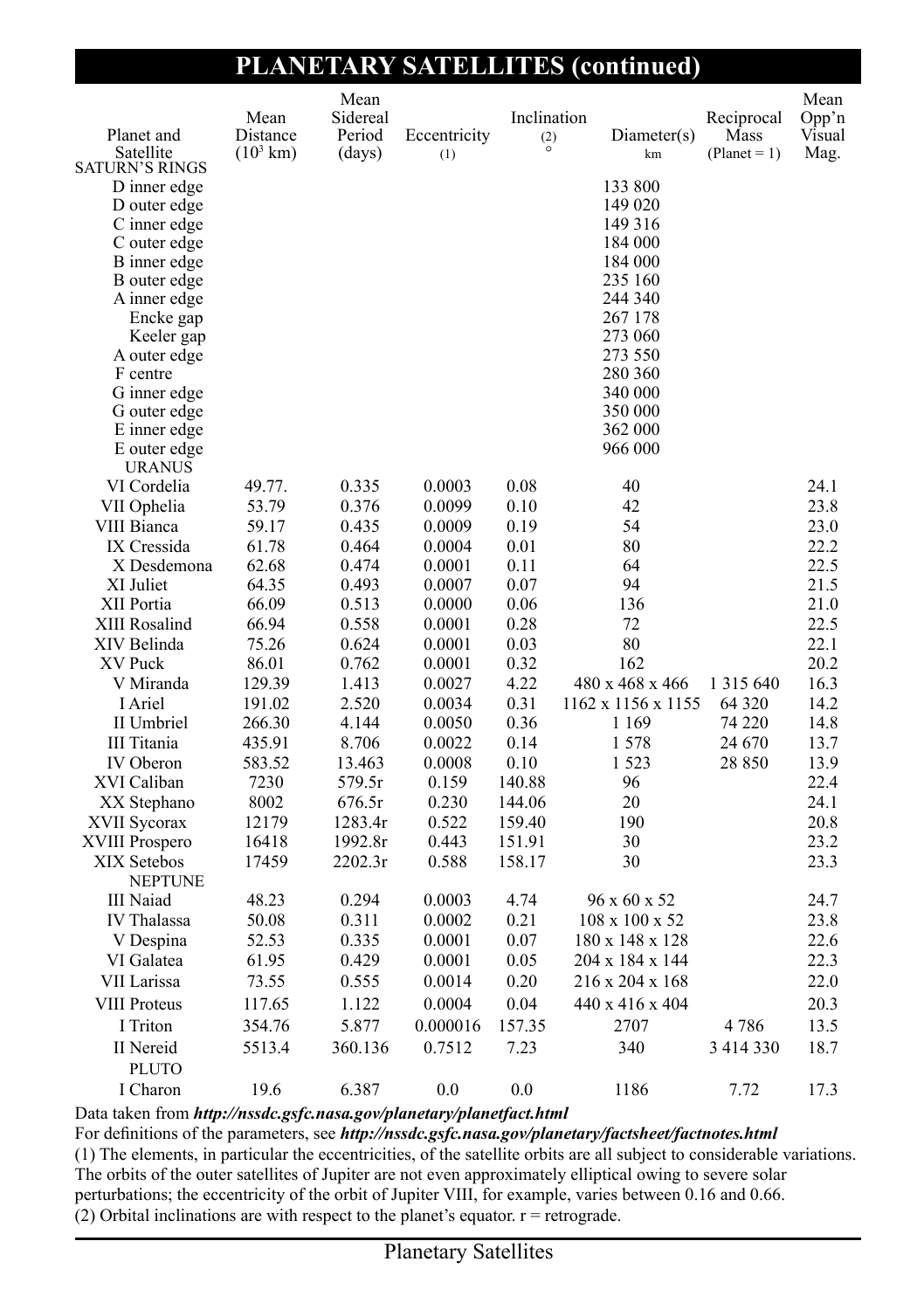# PLANETARY SATELLITES (continued)

| Planet and Satellite | Mean Distance ($10^3$ km) | Mean Sidereal Period (days) | Eccentricity (1) | Inclination (2) ° | Diameter(s) km | Reciprocal Mass (Planet = 1) | Mean Opp'n Visual Mag. |
|---|---|---|---|---|---|---|---|
| SATURN'S RINGS | | | | | | | |
| D inner edge | | | | | 133 800 | | |
| D outer edge | | | | | 149 020 | | |
| C inner edge | | | | | 149 316 | | |
| C outer edge | | | | | 184 000 | | |
| B inner edge | | | | | 184 000 | | |
| B outer edge | | | | | 235 160 | | |
| A inner edge | | | | | 244 340 | | |
| Encke gap | | | | | 267 178 | | |
| Keeler gap | | | | | 273 060 | | |
| A outer edge | | | | | 273 550 | | |
| F centre | | | | | 280 360 | | |
| G inner edge | | | | | 340 000 | | |
| G outer edge | | | | | 350 000 | | |
| E inner edge | | | | | 362 000 | | |
| E outer edge | | | | | 966 000 | | |
| URANUS | | | | | | | |
| VI Cordelia | 49.77. | 0.335 | 0.0003 | 0.08 | 40 | | 24.1 |
| VII Ophelia | 53.79 | 0.376 | 0.0099 | 0.10 | 42 | | 23.8 |
| VIII Bianca | 59.17 | 0.435 | 0.0009 | 0.19 | 54 | | 23.0 |
| IX Cressida | 61.78 | 0.464 | 0.0004 | 0.01 | 80 | | 22.2 |
| X Desdemona | 62.68 | 0.474 | 0.0001 | 0.11 | 64 | | 22.5 |
| XI Juliet | 64.35 | 0.493 | 0.0007 | 0.07 | 94 | | 21.5 |
| XII Portia | 66.09 | 0.513 | 0.0000 | 0.06 | 136 | | 21.0 |
| XIII Rosalind | 66.94 | 0.558 | 0.0001 | 0.28 | 72 | | 22.5 |
| XIV Belinda | 75.26 | 0.624 | 0.0001 | 0.03 | 80 | | 22.1 |
| XV Puck | 86.01 | 0.762 | 0.0001 | 0.32 | 162 | | 20.2 |
| V Miranda | 129.39 | 1.413 | 0.0027 | 4.22 | 480 x 468 x 466 | 1 315 640 | 16.3 |
| I Ariel | 191.02 | 2.520 | 0.0034 | 0.31 | 1162 x 1156 x 1155 | 64 320 | 14.2 |
| II Umbriel | 266.30 | 4.144 | 0.0050 | 0.36 | 1 169 | 74 220 | 14.8 |
| III Titania | 435.91 | 8.706 | 0.0022 | 0.14 | 1 578 | 24 670 | 13.7 |
| IV Oberon | 583.52 | 13.463 | 0.0008 | 0.10 | 1 523 | 28 850 | 13.9 |
| XVI Caliban | 7230 | 579.5r | 0.159 | 140.88 | 96 | | 22.4 |
| XX Stephano | 8002 | 676.5r | 0.230 | 144.06 | 20 | | 24.1 |
| XVII Sycorax | 12179 | 1283.4r | 0.522 | 159.40 | 190 | | 20.8 |
| XVIII Prospero | 16418 | 1992.8r | 0.443 | 151.91 | 30 | | 23.2 |
| XIX Setebos | 17459 | 2202.3r | 0.588 | 158.17 | 30 | | 23.3 |
| NEPTUNE | | | | | | | |
| III Naiad | 48.23 | 0.294 | 0.0003 | 4.74 | 96 x 60 x 52 | | 24.7 |
| IV Thalassa | 50.08 | 0.311 | 0.0002 | 0.21 | 108 x 100 x 52 | | 23.8 |
| V Despina | 52.53 | 0.335 | 0.0001 | 0.07 | 180 x 148 x 128 | | 22.6 |
| VI Galatea | 61.95 | 0.429 | 0.0001 | 0.05 | 204 x 184 x 144 | | 22.3 |
| VII Larissa | 73.55 | 0.555 | 0.0014 | 0.20 | 216 x 204 x 168 | | 22.0 |
| VIII Proteus | 117.65 | 1.122 | 0.0004 | 0.04 | 440 x 416 x 404 | | 20.3 |
| I Triton | 354.76 | 5.877 | 0.000016 | 157.35 | 2707 | 4 786 | 13.5 |
| II Nereid | 5513.4 | 360.136 | 0.7512 | 7.23 | 340 | 3 414 330 | 18.7 |
| PLUTO | | | | | | | |
| I Charon | 19.6 | 6.387 | 0.0 | 0.0 | 1186 | 7.72 | 17.3 |

Data taken from ***http://nssdc.gsfc.nasa.gov/planetary/planetfact.html***

For definitions of the parameters, see ***http://nssdc.gsfc.nasa.gov/planetary/factsheet/factnotes.html***

(1) The elements, in particular the eccentricities, of the satellite orbits are all subject to considerable variations. The orbits of the outer satellites of Jupiter are not even approximately elliptical owing to severe solar perturbations; the eccentricity of the orbit of Jupiter VIII, for example, varies between 0.16 and 0.66.

(2) Orbital inclinations are with respect to the planet's equator. r = retrograde.